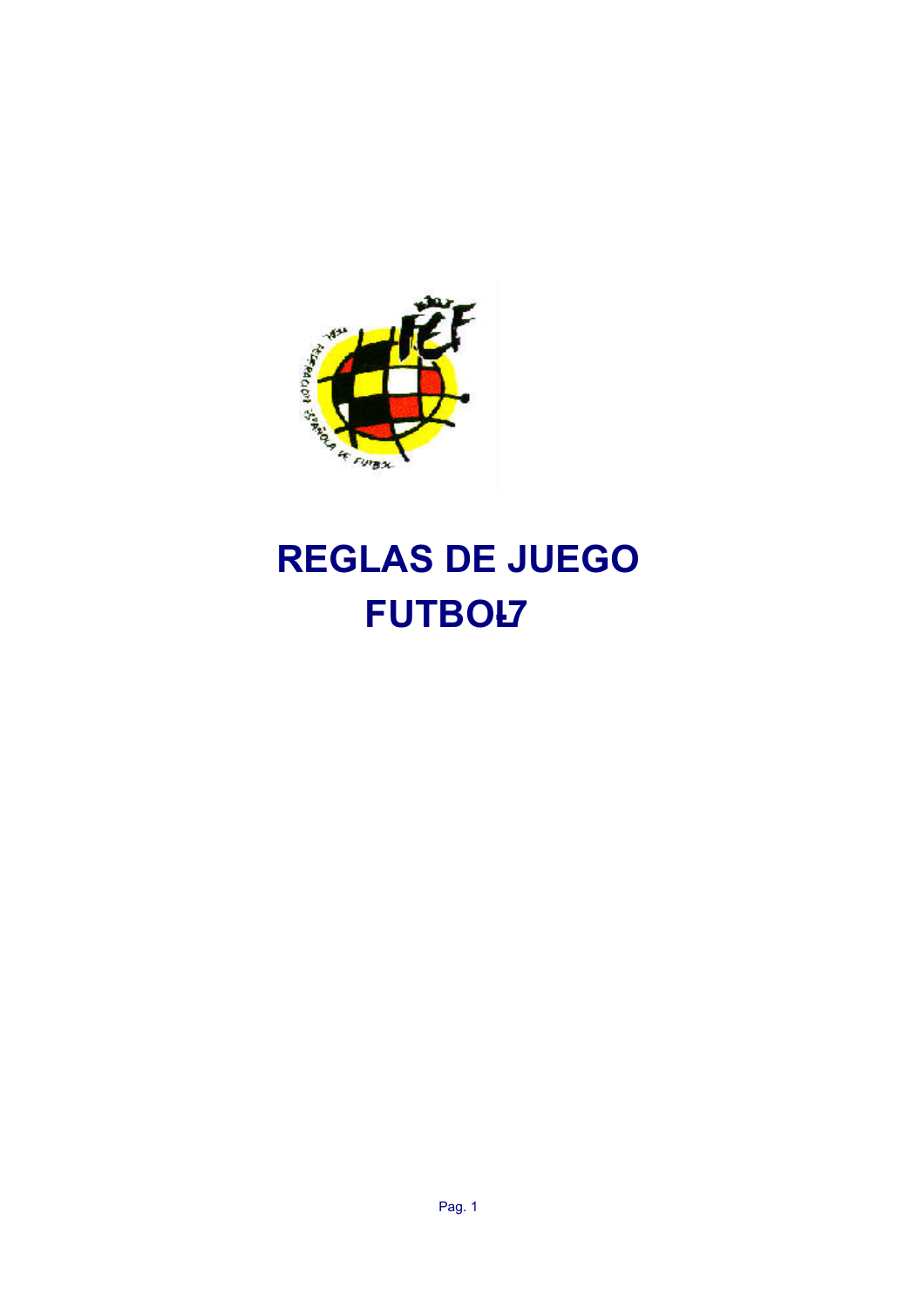# REGLAS DE JUEGO
# FUTBOL-7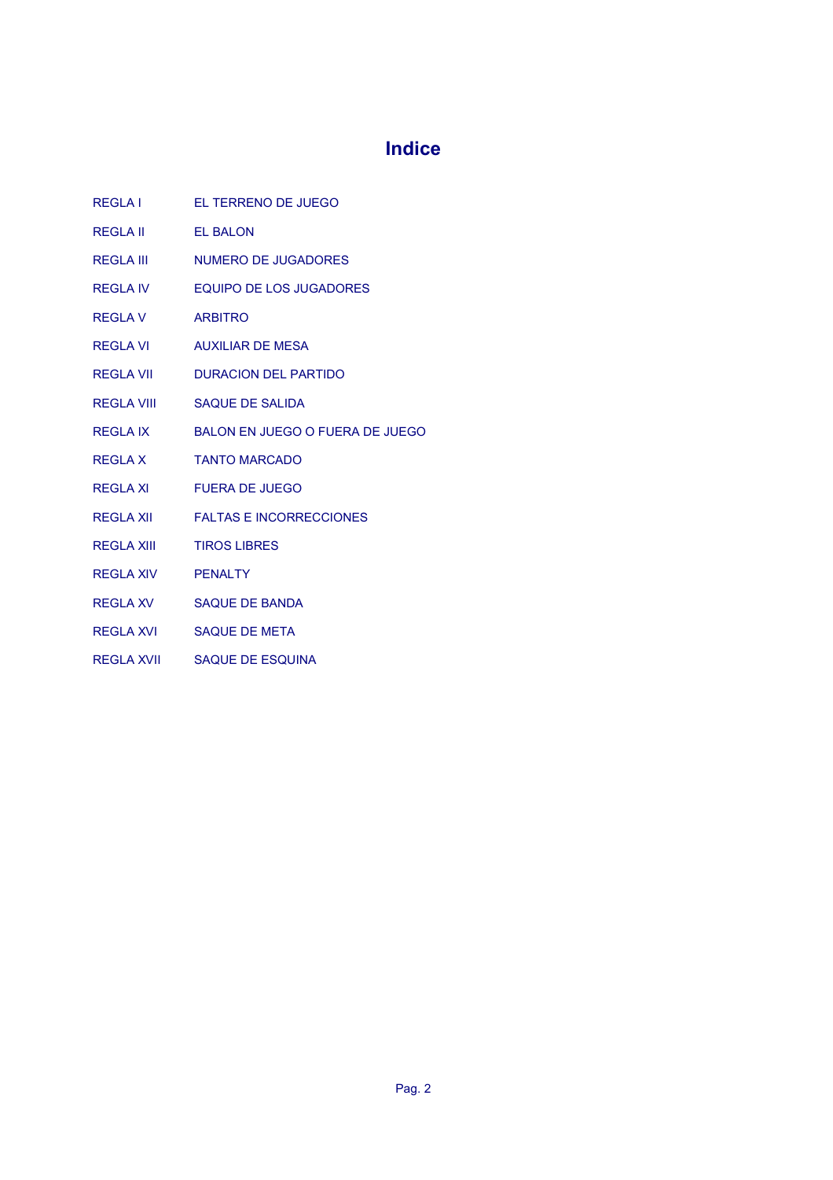# Indice

| | |
|---|---|
| REGLA I | EL TERRENO DE JUEGO |
| REGLA II | EL BALON |
| REGLA III | NUMERO DE JUGADORES |
| REGLA IV | EQUIPO DE LOS JUGADORES |
| REGLA V | ARBITRO |
| REGLA VI | AUXILIAR DE MESA |
| REGLA VII | DURACION DEL PARTIDO |
| REGLA VIII | SAQUE DE SALIDA |
| REGLA IX | BALON EN JUEGO O FUERA DE JUEGO |
| REGLA X | TANTO MARCADO |
| REGLA XI | FUERA DE JUEGO |
| REGLA XII | FALTAS E INCORRECCIONES |
| REGLA XIII | TIROS LIBRES |
| REGLA XIV | PENALTY |
| REGLA XV | SAQUE DE BANDA |
| REGLA XVI | SAQUE DE META |
| REGLA XVII | SAQUE DE ESQUINA |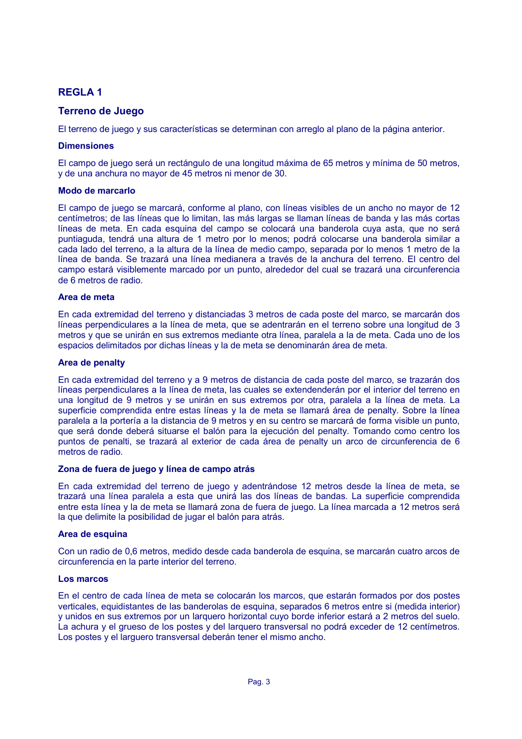## REGLA 1

## Terreno de Juego

El terreno de juego y sus características se determinan con arreglo al plano de la página anterior.

### Dimensiones

El campo de juego será un rectángulo de una longitud máxima de 65 metros y mínima de 50 metros, y de una anchura no mayor de 45 metros ni menor de 30.

### Modo de marcarlo

El campo de juego se marcará, conforme al plano, con líneas visibles de un ancho no mayor de 12 centímetros; de las líneas que lo limitan, las más largas se llaman líneas de banda y las más cortas líneas de meta. En cada esquina del campo se colocará una banderola cuya asta, que no será puntiaguda, tendrá una altura de 1 metro por lo menos; podrá colocarse una banderola similar a cada lado del terreno, a la altura de la línea de medio campo, separada por lo menos 1 metro de la línea de banda. Se trazará una línea medianera a través de la anchura del terreno. El centro del campo estará visiblemente marcado por un punto, alrededor del cual se trazará una circunferencia de 6 metros de radio.

### Area de meta

En cada extremidad del terreno y distanciadas 3 metros de cada poste del marco, se marcarán dos líneas perpendiculares a la línea de meta, que se adentrarán en el terreno sobre una longitud de 3 metros y que se unirán en sus extremos mediante otra línea, paralela a la de meta. Cada uno de los espacios delimitados por dichas líneas y la de meta se denominarán área de meta.

### Area de penalty

En cada extremidad del terreno y a 9 metros de distancia de cada poste del marco, se trazarán dos líneas perpendiculares a la línea de meta, las cuales se extendenderán por el interior del terreno en una longitud de 9 metros y se unirán en sus extremos por otra, paralela a la línea de meta. La superficie comprendida entre estas líneas y la de meta se llamará área de penalty. Sobre la línea paralela a la portería a la distancia de 9 metros y en su centro se marcará de forma visible un punto, que será donde deberá situarse el balón para la ejecución del penalty. Tomando como centro los puntos de penalti, se trazará al exterior de cada área de penalty un arco de circunferencia de 6 metros de radio.

### Zona de fuera de juego y línea de campo atrás

En cada extremidad del terreno de juego y adentrándose 12 metros desde la línea de meta, se trazará una línea paralela a esta que unirá las dos líneas de bandas. La superficie comprendida entre esta línea y la de meta se llamará zona de fuera de juego. La línea marcada a 12 metros será la que delimite la posibilidad de jugar el balón para atrás.

### Area de esquina

Con un radio de 0,6 metros, medido desde cada banderola de esquina, se marcarán cuatro arcos de circunferencia en la parte interior del terreno.

### Los marcos

En el centro de cada línea de meta se colocarán los marcos, que estarán formados por dos postes verticales, equidistantes de las banderolas de esquina, separados 6 metros entre si (medida interior) y unidos en sus extremos por un larquero horizontal cuyo borde inferior estará a 2 metros del suelo. La achura y el grueso de los postes y del larquero transversal no podrá exceder de 12 centímetros. Los postes y el larguero transversal deberán tener el mismo ancho.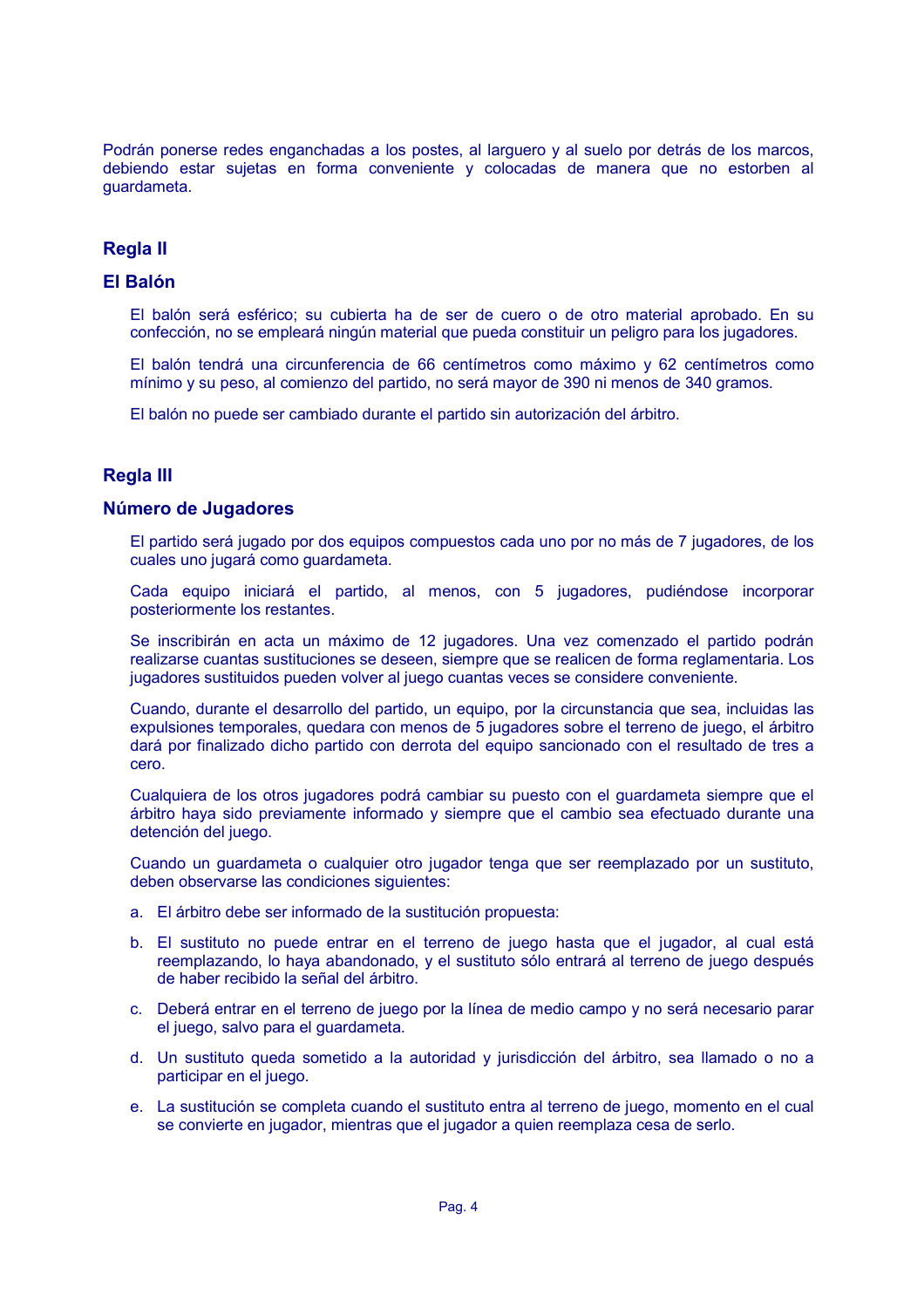Podrán ponerse redes enganchadas a los postes, al larguero y al suelo por detrás de los marcos, debiendo estar sujetas en forma conveniente y colocadas de manera que no estorben al guardameta.

## Regla II

## El Balón

El balón será esférico; su cubierta ha de ser de cuero o de otro material aprobado. En su confección, no se empleará ningún material que pueda constituir un peligro para los jugadores.

El balón tendrá una circunferencia de 66 centímetros como máximo y 62 centímetros como mínimo y su peso, al comienzo del partido, no será mayor de 390 ni menos de 340 gramos.

El balón no puede ser cambiado durante el partido sin autorización del árbitro.

## Regla III

## Número de Jugadores

El partido será jugado por dos equipos compuestos cada uno por no más de 7 jugadores, de los cuales uno jugará como guardameta.

Cada equipo iniciará el partido, al menos, con 5 jugadores, pudiéndose incorporar posteriormente los restantes.

Se inscribirán en acta un máximo de 12 jugadores. Una vez comenzado el partido podrán realizarse cuantas sustituciones se deseen, siempre que se realicen de forma reglamentaria. Los jugadores sustituidos pueden volver al juego cuantas veces se considere conveniente.

Cuando, durante el desarrollo del partido, un equipo, por la circunstancia que sea, incluidas las expulsiones temporales, quedara con menos de 5 jugadores sobre el terreno de juego, el árbitro dará por finalizado dicho partido con derrota del equipo sancionado con el resultado de tres a cero.

Cualquiera de los otros jugadores podrá cambiar su puesto con el guardameta siempre que el árbitro haya sido previamente informado y siempre que el cambio sea efectuado durante una detención del juego.

Cuando un guardameta o cualquier otro jugador tenga que ser reemplazado por un sustituto, deben observarse las condiciones siguientes:

a. El árbitro debe ser informado de la sustitución propuesta:

b. El sustituto no puede entrar en el terreno de juego hasta que el jugador, al cual está reemplazando, lo haya abandonado, y el sustituto sólo entrará al terreno de juego después de haber recibido la señal del árbitro.

c. Deberá entrar en el terreno de juego por la línea de medio campo y no será necesario parar el juego, salvo para el guardameta.

d. Un sustituto queda sometido a la autoridad y jurisdicción del árbitro, sea llamado o no a participar en el juego.

e. La sustitución se completa cuando el sustituto entra al terreno de juego, momento en el cual se convierte en jugador, mientras que el jugador a quien reemplaza cesa de serlo.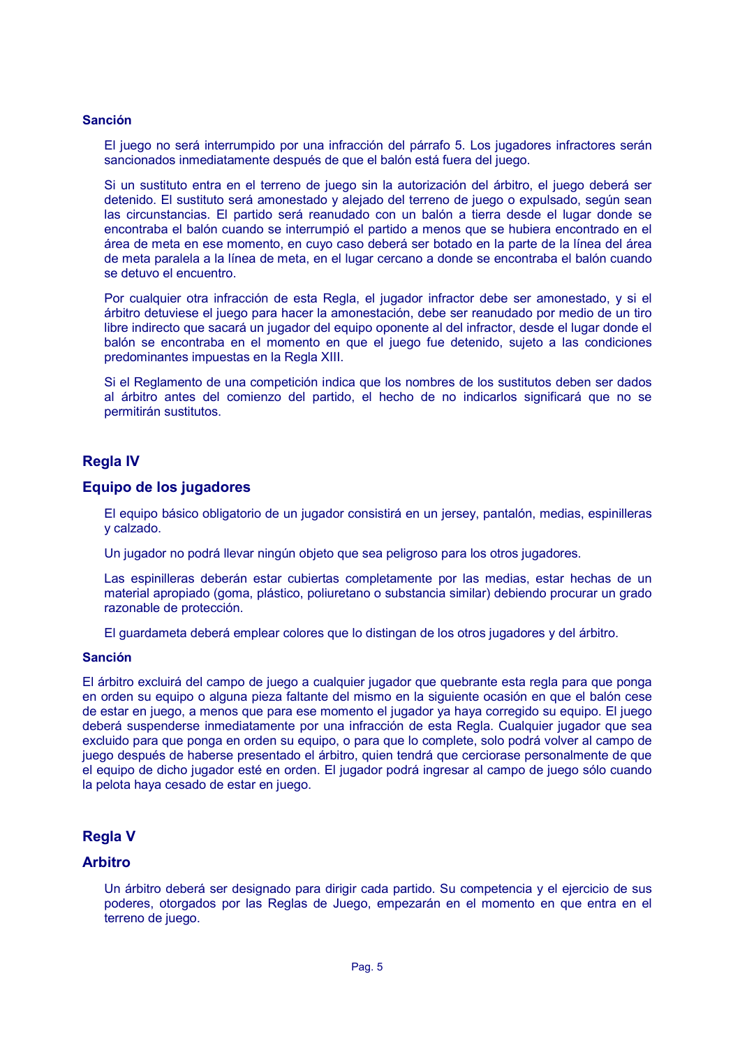#### Sanción

El juego no será interrumpido por una infracción del párrafo 5. Los jugadores infractores serán sancionados inmediatamente después de que el balón está fuera del juego.

Si un sustituto entra en el terreno de juego sin la autorización del árbitro, el juego deberá ser detenido. El sustituto será amonestado y alejado del terreno de juego o expulsado, según sean las circunstancias. El partido será reanudado con un balón a tierra desde el lugar donde se encontraba el balón cuando se interrumpió el partido a menos que se hubiera encontrado en el área de meta en ese momento, en cuyo caso deberá ser botado en la parte de la línea del área de meta paralela a la línea de meta, en el lugar cercano a donde se encontraba el balón cuando se detuvo el encuentro.

Por cualquier otra infracción de esta Regla, el jugador infractor debe ser amonestado, y si el árbitro detuviese el juego para hacer la amonestación, debe ser reanudado por medio de un tiro libre indirecto que sacará un jugador del equipo oponente al del infractor, desde el lugar donde el balón se encontraba en el momento en que el juego fue detenido, sujeto a las condiciones predominantes impuestas en la Regla XIII.

Si el Reglamento de una competición indica que los nombres de los sustitutos deben ser dados al árbitro antes del comienzo del partido, el hecho de no indicarlos significará que no se permitirán sustitutos.

## Regla IV

## Equipo de los jugadores

El equipo básico obligatorio de un jugador consistirá en un jersey, pantalón, medias, espinilleras y calzado.

Un jugador no podrá llevar ningún objeto que sea peligroso para los otros jugadores.

Las espinilleras deberán estar cubiertas completamente por las medias, estar hechas de un material apropiado (goma, plástico, poliuretano o substancia similar) debiendo procurar un grado razonable de protección.

El guardameta deberá emplear colores que lo distingan de los otros jugadores y del árbitro.

#### Sanción

El árbitro excluirá del campo de juego a cualquier jugador que quebrante esta regla para que ponga en orden su equipo o alguna pieza faltante del mismo en la siguiente ocasión en que el balón cese de estar en juego, a menos que para ese momento el jugador ya haya corregido su equipo. El juego deberá suspenderse inmediatamente por una infracción de esta Regla. Cualquier jugador que sea excluido para que ponga en orden su equipo, o para que lo complete, solo podrá volver al campo de juego después de haberse presentado el árbitro, quien tendrá que cerciorase personalmente de que el equipo de dicho jugador esté en orden. El jugador podrá ingresar al campo de juego sólo cuando la pelota haya cesado de estar en juego.

## Regla V

## Arbitro

Un árbitro deberá ser designado para dirigir cada partido. Su competencia y el ejercicio de sus poderes, otorgados por las Reglas de Juego, empezarán en el momento en que entra en el terreno de juego.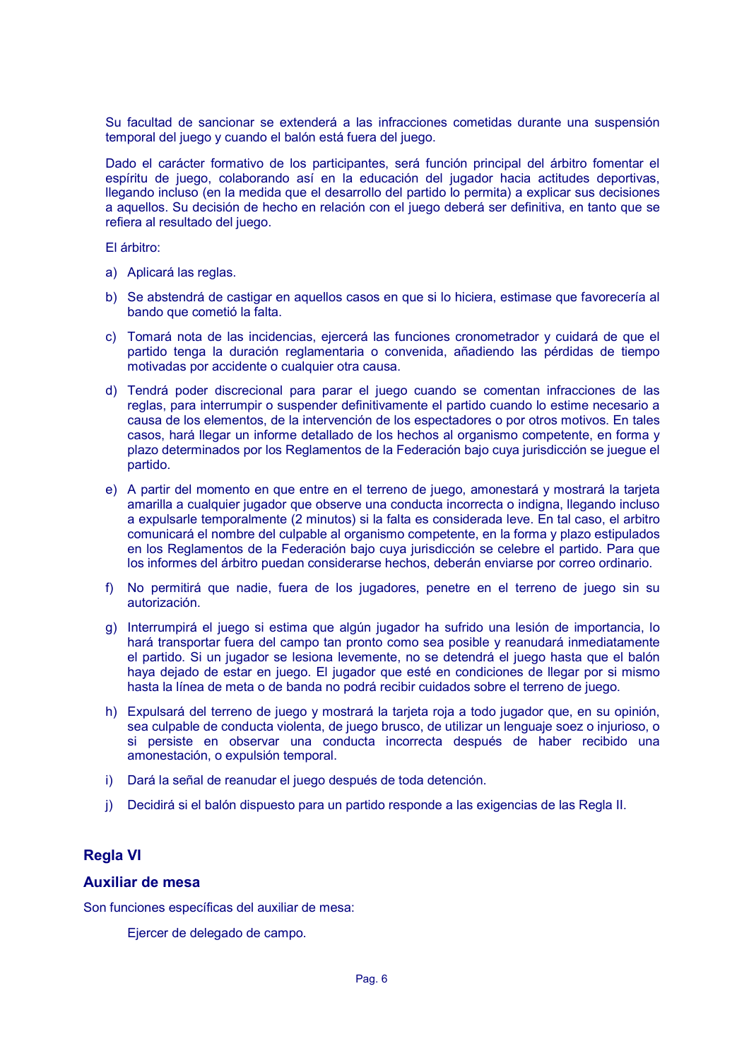Su facultad de sancionar se extenderá a las infracciones cometidas durante una suspensión temporal del juego y cuando el balón está fuera del juego.

Dado el carácter formativo de los participantes, será función principal del árbitro fomentar el espíritu de juego, colaborando así en la educación del jugador hacia actitudes deportivas, llegando incluso (en la medida que el desarrollo del partido lo permita) a explicar sus decisiones a aquellos. Su decisión de hecho en relación con el juego deberá ser definitiva, en tanto que se refiera al resultado del juego.

El árbitro:

a) Aplicará las reglas.

b) Se abstendrá de castigar en aquellos casos en que si lo hiciera, estimase que favorecería al bando que cometió la falta.

c) Tomará nota de las incidencias, ejercerá las funciones cronometrador y cuidará de que el partido tenga la duración reglamentaria o convenida, añadiendo las pérdidas de tiempo motivadas por accidente o cualquier otra causa.

d) Tendrá poder discrecional para parar el juego cuando se comentan infracciones de las reglas, para interrumpir o suspender definitivamente el partido cuando lo estime necesario a causa de los elementos, de la intervención de los espectadores o por otros motivos. En tales casos, hará llegar un informe detallado de los hechos al organismo competente, en forma y plazo determinados por los Reglamentos de la Federación bajo cuya jurisdicción se juegue el partido.

e) A partir del momento en que entre en el terreno de juego, amonestará y mostrará la tarjeta amarilla a cualquier jugador que observe una conducta incorrecta o indigna, llegando incluso a expulsarle temporalmente (2 minutos) si la falta es considerada leve. En tal caso, el arbitro comunicará el nombre del culpable al organismo competente, en la forma y plazo estipulados en los Reglamentos de la Federación bajo cuya jurisdicción se celebre el partido. Para que los informes del árbitro puedan considerarse hechos, deberán enviarse por correo ordinario.

f) No permitirá que nadie, fuera de los jugadores, penetre en el terreno de juego sin su autorización.

g) Interrumpirá el juego si estima que algún jugador ha sufrido una lesión de importancia, lo hará transportar fuera del campo tan pronto como sea posible y reanudará inmediatamente el partido. Si un jugador se lesiona levemente, no se detendrá el juego hasta que el balón haya dejado de estar en juego. El jugador que esté en condiciones de llegar por si mismo hasta la línea de meta o de banda no podrá recibir cuidados sobre el terreno de juego.

h) Expulsará del terreno de juego y mostrará la tarjeta roja a todo jugador que, en su opinión, sea culpable de conducta violenta, de juego brusco, de utilizar un lenguaje soez o injurioso, o si persiste en observar una conducta incorrecta después de haber recibido una amonestación, o expulsión temporal.

i) Dará la señal de reanudar el juego después de toda detención.

j) Decidirá si el balón dispuesto para un partido responde a las exigencias de las Regla II.

## Regla VI

### Auxiliar de mesa

Son funciones específicas del auxiliar de mesa:

Ejercer de delegado de campo.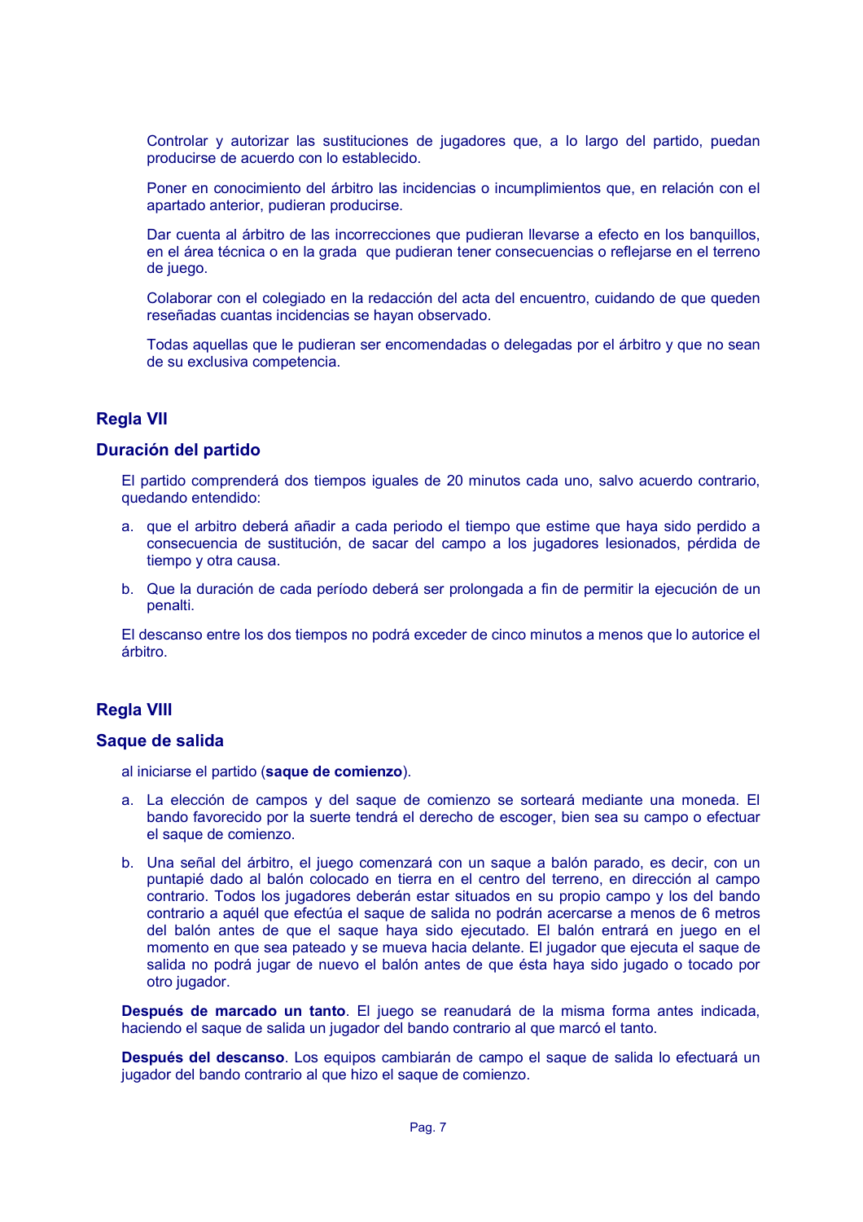Controlar y autorizar las sustituciones de jugadores que, a lo largo del partido, puedan producirse de acuerdo con lo establecido.

Poner en conocimiento del árbitro las incidencias o incumplimientos que, en relación con el apartado anterior, pudieran producirse.

Dar cuenta al árbitro de las incorrecciones que pudieran llevarse a efecto en los banquillos, en el área técnica o en la grada que pudieran tener consecuencias o reflejarse en el terreno de juego.

Colaborar con el colegiado en la redacción del acta del encuentro, cuidando de que queden reseñadas cuantas incidencias se hayan observado.

Todas aquellas que le pudieran ser encomendadas o delegadas por el árbitro y que no sean de su exclusiva competencia.

## Regla VII

## Duración del partido

El partido comprenderá dos tiempos iguales de 20 minutos cada uno, salvo acuerdo contrario, quedando entendido:

a. que el arbitro deberá añadir a cada periodo el tiempo que estime que haya sido perdido a consecuencia de sustitución, de sacar del campo a los jugadores lesionados, pérdida de tiempo y otra causa.

b. Que la duración de cada período deberá ser prolongada a fin de permitir la ejecución de un penalti.

El descanso entre los dos tiempos no podrá exceder de cinco minutos a menos que lo autorice el árbitro.

## Regla VIII

## Saque de salida

al iniciarse el partido (**saque de comienzo**).

a. La elección de campos y del saque de comienzo se sorteará mediante una moneda. El bando favorecido por la suerte tendrá el derecho de escoger, bien sea su campo o efectuar el saque de comienzo.

b. Una señal del árbitro, el juego comenzará con un saque a balón parado, es decir, con un puntapié dado al balón colocado en tierra en el centro del terreno, en dirección al campo contrario. Todos los jugadores deberán estar situados en su propio campo y los del bando contrario a aquél que efectúa el saque de salida no podrán acercarse a menos de 6 metros del balón antes de que el saque haya sido ejecutado. El balón entrará en juego en el momento en que sea pateado y se mueva hacia delante. El jugador que ejecuta el saque de salida no podrá jugar de nuevo el balón antes de que ésta haya sido jugado o tocado por otro jugador.

**Después de marcado un tanto**. El juego se reanudará de la misma forma antes indicada, haciendo el saque de salida un jugador del bando contrario al que marcó el tanto.

**Después del descanso**. Los equipos cambiarán de campo el saque de salida lo efectuará un jugador del bando contrario al que hizo el saque de comienzo.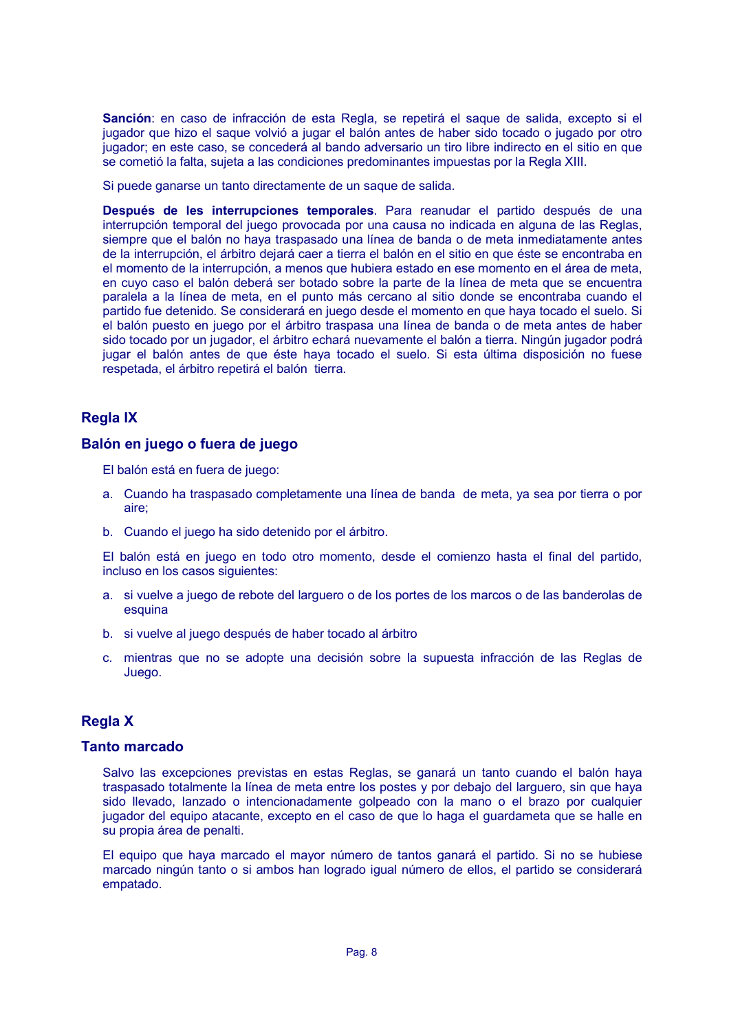**Sanción**: en caso de infracción de esta Regla, se repetirá el saque de salida, excepto si el jugador que hizo el saque volvió a jugar el balón antes de haber sido tocado o jugado por otro jugador; en este caso, se concederá al bando adversario un tiro libre indirecto en el sitio en que se cometió la falta, sujeta a las condiciones predominantes impuestas por la Regla XIII.

Si puede ganarse un tanto directamente de un saque de salida.

**Después de les interrupciones temporales**. Para reanudar el partido después de una interrupción temporal del juego provocada por una causa no indicada en alguna de las Reglas, siempre que el balón no haya traspasado una línea de banda o de meta inmediatamente antes de la interrupción, el árbitro dejará caer a tierra el balón en el sitio en que éste se encontraba en el momento de la interrupción, a menos que hubiera estado en ese momento en el área de meta, en cuyo caso el balón deberá ser botado sobre la parte de la línea de meta que se encuentra paralela a la línea de meta, en el punto más cercano al sitio donde se encontraba cuando el partido fue detenido. Se considerará en juego desde el momento en que haya tocado el suelo. Si el balón puesto en juego por el árbitro traspasa una línea de banda o de meta antes de haber sido tocado por un jugador, el árbitro echará nuevamente el balón a tierra. Ningún jugador podrá jugar el balón antes de que éste haya tocado el suelo. Si esta última disposición no fuese respetada, el árbitro repetirá el balón tierra.

## Regla IX

### Balón en juego o fuera de juego

El balón está en fuera de juego:

a. Cuando ha traspasado completamente una línea de banda de meta, ya sea por tierra o por aire;

b. Cuando el juego ha sido detenido por el árbitro.

El balón está en juego en todo otro momento, desde el comienzo hasta el final del partido, incluso en los casos siguientes:

a. si vuelve a juego de rebote del larguero o de los portes de los marcos o de las banderolas de esquina

b. si vuelve al juego después de haber tocado al árbitro

c. mientras que no se adopte una decisión sobre la supuesta infracción de las Reglas de Juego.

## Regla X

### Tanto marcado

Salvo las excepciones previstas en estas Reglas, se ganará un tanto cuando el balón haya traspasado totalmente la línea de meta entre los postes y por debajo del larguero, sin que haya sido llevado, lanzado o intencionadamente golpeado con la mano o el brazo por cualquier jugador del equipo atacante, excepto en el caso de que lo haga el guardameta que se halle en su propia área de penalti.

El equipo que haya marcado el mayor número de tantos ganará el partido. Si no se hubiese marcado ningún tanto o si ambos han logrado igual número de ellos, el partido se considerará empatado.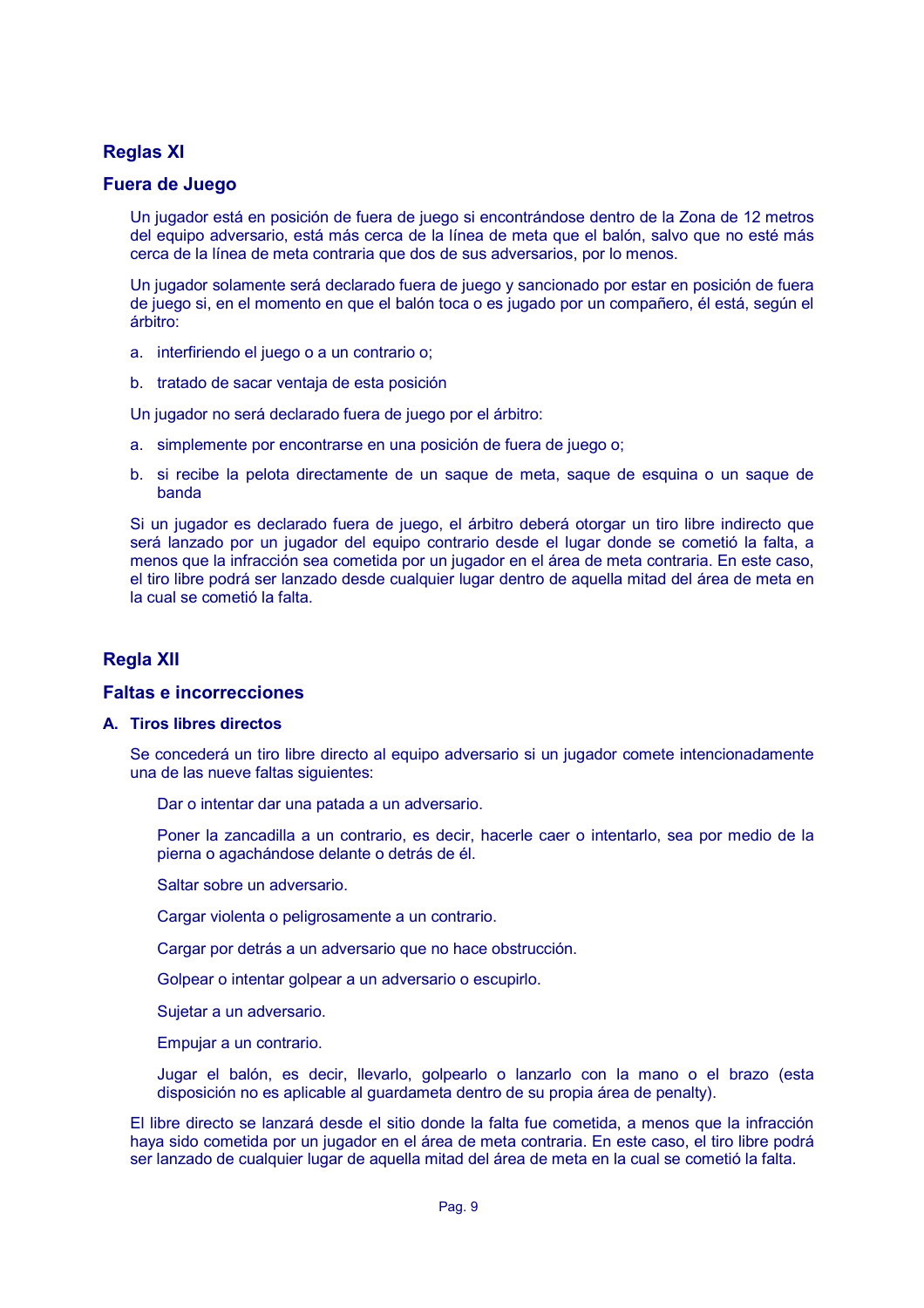## Reglas XI

## Fuera de Juego

Un jugador está en posición de fuera de juego si encontrándose dentro de la Zona de 12 metros del equipo adversario, está más cerca de la línea de meta que el balón, salvo que no esté más cerca de la línea de meta contraria que dos de sus adversarios, por lo menos.

Un jugador solamente será declarado fuera de juego y sancionado por estar en posición de fuera de juego si, en el momento en que el balón toca o es jugado por un compañero, él está, según el árbitro:

a. interfiriendo el juego o a un contrario o;

b. tratado de sacar ventaja de esta posición

Un jugador no será declarado fuera de juego por el árbitro:

a. simplemente por encontrarse en una posición de fuera de juego o;

b. si recibe la pelota directamente de un saque de meta, saque de esquina o un saque de banda

Si un jugador es declarado fuera de juego, el árbitro deberá otorgar un tiro libre indirecto que será lanzado por un jugador del equipo contrario desde el lugar donde se cometió la falta, a menos que la infracción sea cometida por un jugador en el área de meta contraria. En este caso, el tiro libre podrá ser lanzado desde cualquier lugar dentro de aquella mitad del área de meta en la cual se cometió la falta.

## Regla XII

## Faltas e incorrecciones

### A. Tiros libres directos

Se concederá un tiro libre directo al equipo adversario si un jugador comete intencionadamente una de las nueve faltas siguientes:

Dar o intentar dar una patada a un adversario.

Poner la zancadilla a un contrario, es decir, hacerle caer o intentarlo, sea por medio de la pierna o agachándose delante o detrás de él.

Saltar sobre un adversario.

Cargar violenta o peligrosamente a un contrario.

Cargar por detrás a un adversario que no hace obstrucción.

Golpear o intentar golpear a un adversario o escupirlo.

Sujetar a un adversario.

Empujar a un contrario.

Jugar el balón, es decir, llevarlo, golpearlo o lanzarlo con la mano o el brazo (esta disposición no es aplicable al guardameta dentro de su propia área de penalty).

El libre directo se lanzará desde el sitio donde la falta fue cometida, a menos que la infracción haya sido cometida por un jugador en el área de meta contraria. En este caso, el tiro libre podrá ser lanzado de cualquier lugar de aquella mitad del área de meta en la cual se cometió la falta.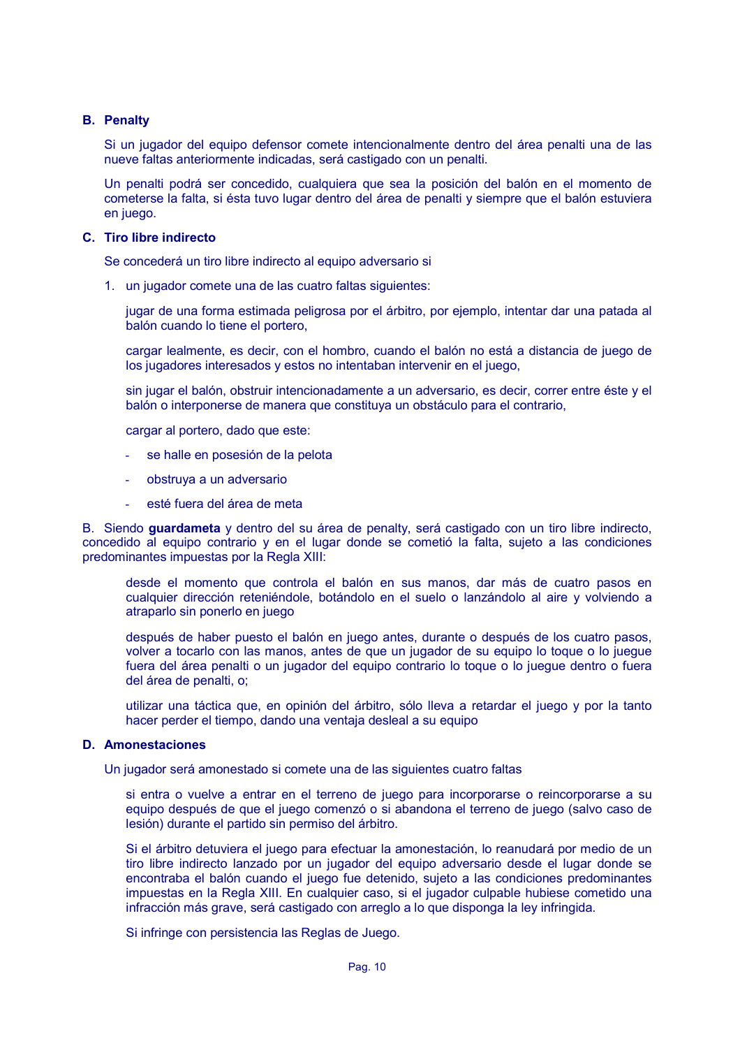**B. Penalty**

Si un jugador del equipo defensor comete intencionalmente dentro del área penalti una de las nueve faltas anteriormente indicadas, será castigado con un penalti.

Un penalti podrá ser concedido, cualquiera que sea la posición del balón en el momento de cometerse la falta, si ésta tuvo lugar dentro del área de penalti y siempre que el balón estuviera en juego.

**C. Tiro libre indirecto**

Se concederá un tiro libre indirecto al equipo adversario si

1. un jugador comete una de las cuatro faltas siguientes:

   jugar de una forma estimada peligrosa por el árbitro, por ejemplo, intentar dar una patada al balón cuando lo tiene el portero,

   cargar lealmente, es decir, con el hombro, cuando el balón no está a distancia de juego de los jugadores interesados y estos no intentaban intervenir en el juego,

   sin jugar el balón, obstruir intencionadamente a un adversario, es decir, correr entre éste y el balón o interponerse de manera que constituya un obstáculo para el contrario,

   cargar al portero, dado que este:

   - se halle en posesión de la pelota
   - obstruya a un adversario
   - esté fuera del área de meta

B. Siendo **guardameta** y dentro del su área de penalty, será castigado con un tiro libre indirecto, concedido al equipo contrario y en el lugar donde se cometió la falta, sujeto a las condiciones predominantes impuestas por la Regla XIII:

desde el momento que controla el balón en sus manos, dar más de cuatro pasos en cualquier dirección reteniéndole, botándolo en el suelo o lanzándolo al aire y volviendo a atraparlo sin ponerlo en juego

después de haber puesto el balón en juego antes, durante o después de los cuatro pasos, volver a tocarlo con las manos, antes de que un jugador de su equipo lo toque o lo juegue fuera del área penalti o un jugador del equipo contrario lo toque o lo juegue dentro o fuera del área de penalti, o;

utilizar una táctica que, en opinión del árbitro, sólo lleva a retardar el juego y por la tanto hacer perder el tiempo, dando una ventaja desleal a su equipo

**D. Amonestaciones**

Un jugador será amonestado si comete una de las siguientes cuatro faltas

si entra o vuelve a entrar en el terreno de juego para incorporarse o reincorporarse a su equipo después de que el juego comenzó o si abandona el terreno de juego (salvo caso de lesión) durante el partido sin permiso del árbitro.

Si el árbitro detuviera el juego para efectuar la amonestación, lo reanudará por medio de un tiro libre indirecto lanzado por un jugador del equipo adversario desde el lugar donde se encontraba el balón cuando el juego fue detenido, sujeto a las condiciones predominantes impuestas en la Regla XIII. En cualquier caso, si el jugador culpable hubiese cometido una infracción más grave, será castigado con arreglo a lo que disponga la ley infringida.

Si infringe con persistencia las Reglas de Juego.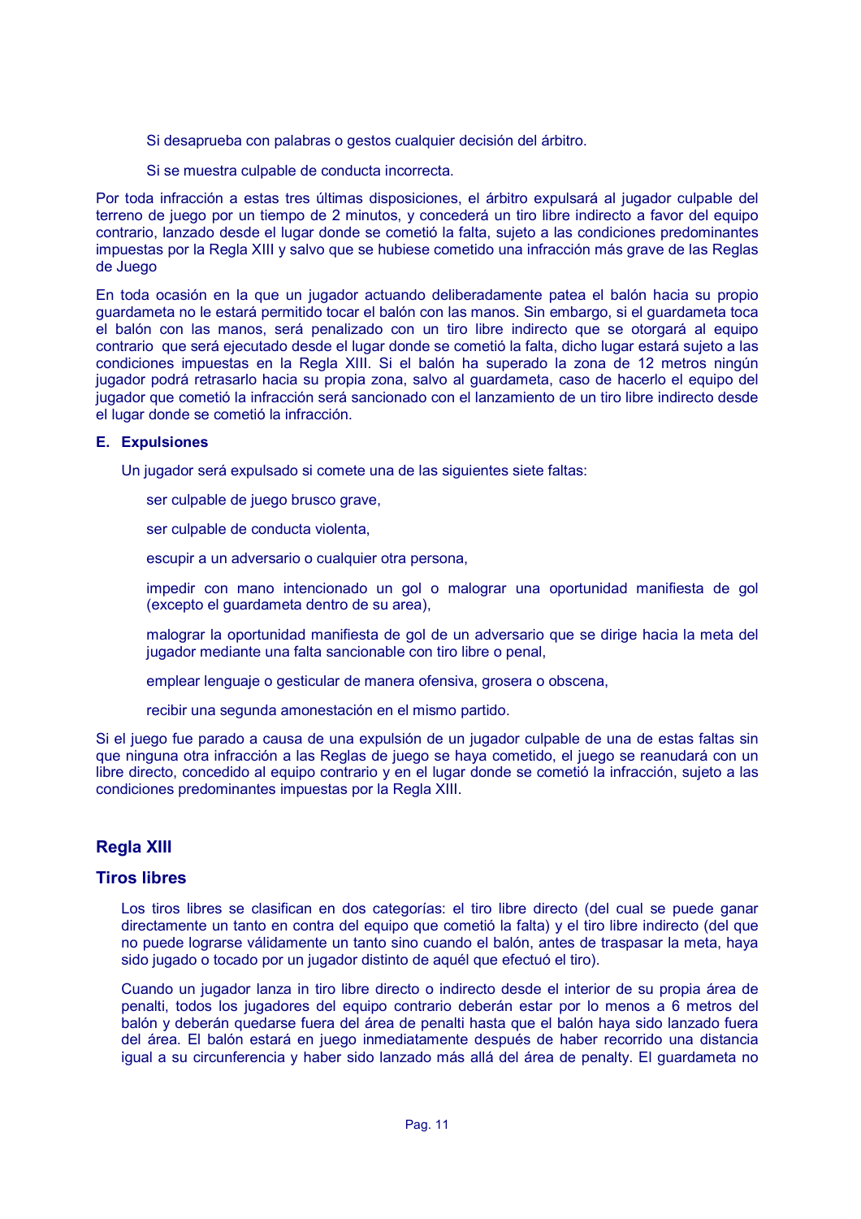Si desaprueba con palabras o gestos cualquier decisión del árbitro.

Si se muestra culpable de conducta incorrecta.

Por toda infracción a estas tres últimas disposiciones, el árbitro expulsará al jugador culpable del terreno de juego por un tiempo de 2 minutos, y concederá un tiro libre indirecto a favor del equipo contrario, lanzado desde el lugar donde se cometió la falta, sujeto a las condiciones predominantes impuestas por la Regla XIII y salvo que se hubiese cometido una infracción más grave de las Reglas de Juego

En toda ocasión en la que un jugador actuando deliberadamente patea el balón hacia su propio guardameta no le estará permitido tocar el balón con las manos. Sin embargo, si el guardameta toca el balón con las manos, será penalizado con un tiro libre indirecto que se otorgará al equipo contrario que será ejecutado desde el lugar donde se cometió la falta, dicho lugar estará sujeto a las condiciones impuestas en la Regla XIII. Si el balón ha superado la zona de 12 metros ningún jugador podrá retrasarlo hacia su propia zona, salvo al guardameta, caso de hacerlo el equipo del jugador que cometió la infracción será sancionado con el lanzamiento de un tiro libre indirecto desde el lugar donde se cometió la infracción.

**E. Expulsiones**

Un jugador será expulsado si comete una de las siguientes siete faltas:

ser culpable de juego brusco grave,

ser culpable de conducta violenta,

escupir a un adversario o cualquier otra persona,

impedir con mano intencionado un gol o malograr una oportunidad manifiesta de gol (excepto el guardameta dentro de su area),

malograr la oportunidad manifiesta de gol de un adversario que se dirige hacia la meta del jugador mediante una falta sancionable con tiro libre o penal,

emplear lenguaje o gesticular de manera ofensiva, grosera o obscena,

recibir una segunda amonestación en el mismo partido.

Si el juego fue parado a causa de una expulsión de un jugador culpable de una de estas faltas sin que ninguna otra infracción a las Reglas de juego se haya cometido, el juego se reanudará con un libre directo, concedido al equipo contrario y en el lugar donde se cometió la infracción, sujeto a las condiciones predominantes impuestas por la Regla XIII.

## Regla XIII

## Tiros libres

Los tiros libres se clasifican en dos categorías: el tiro libre directo (del cual se puede ganar directamente un tanto en contra del equipo que cometió la falta) y el tiro libre indirecto (del que no puede lograrse válidamente un tanto sino cuando el balón, antes de traspasar la meta, haya sido jugado o tocado por un jugador distinto de aquél que efectuó el tiro).

Cuando un jugador lanza in tiro libre directo o indirecto desde el interior de su propia área de penalti, todos los jugadores del equipo contrario deberán estar por lo menos a 6 metros del balón y deberán quedarse fuera del área de penalti hasta que el balón haya sido lanzado fuera del área. El balón estará en juego inmediatamente después de haber recorrido una distancia igual a su circunferencia y haber sido lanzado más allá del área de penalty. El guardameta no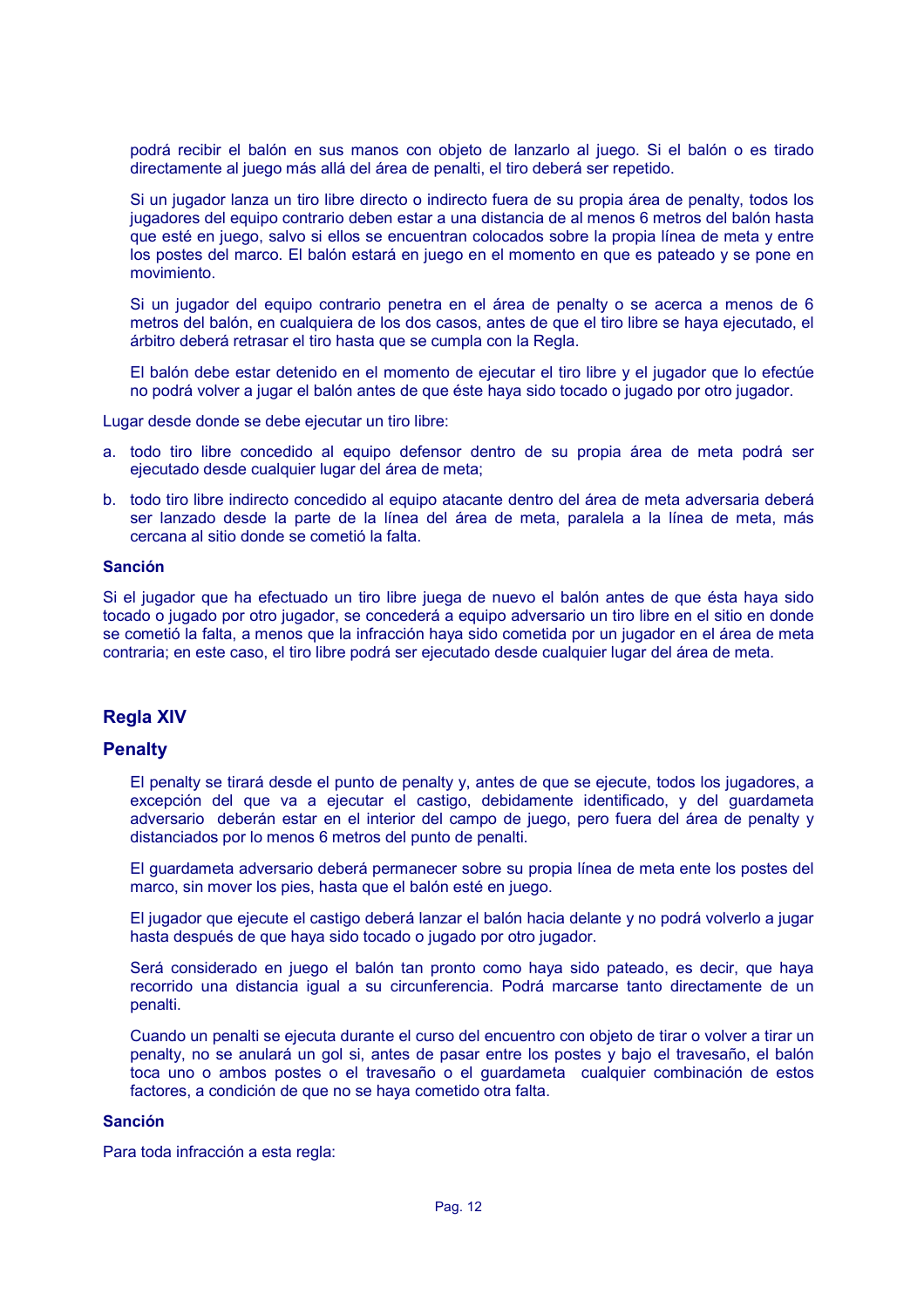podrá recibir el balón en sus manos con objeto de lanzarlo al juego. Si el balón o es tirado directamente al juego más allá del área de penalti, el tiro deberá ser repetido.

Si un jugador lanza un tiro libre directo o indirecto fuera de su propia área de penalty, todos los jugadores del equipo contrario deben estar a una distancia de al menos 6 metros del balón hasta que esté en juego, salvo si ellos se encuentran colocados sobre la propia línea de meta y entre los postes del marco. El balón estará en juego en el momento en que es pateado y se pone en movimiento.

Si un jugador del equipo contrario penetra en el área de penalty o se acerca a menos de 6 metros del balón, en cualquiera de los dos casos, antes de que el tiro libre se haya ejecutado, el árbitro deberá retrasar el tiro hasta que se cumpla con la Regla.

El balón debe estar detenido en el momento de ejecutar el tiro libre y el jugador que lo efectúe no podrá volver a jugar el balón antes de que éste haya sido tocado o jugado por otro jugador.

Lugar desde donde se debe ejecutar un tiro libre:

a. todo tiro libre concedido al equipo defensor dentro de su propia área de meta podrá ser ejecutado desde cualquier lugar del área de meta;

b. todo tiro libre indirecto concedido al equipo atacante dentro del área de meta adversaria deberá ser lanzado desde la parte de la línea del área de meta, paralela a la línea de meta, más cercana al sitio donde se cometió la falta.

**Sanción**

Si el jugador que ha efectuado un tiro libre juega de nuevo el balón antes de que ésta haya sido tocado o jugado por otro jugador, se concederá a equipo adversario un tiro libre en el sitio en donde se cometió la falta, a menos que la infracción haya sido cometida por un jugador en el área de meta contraria; en este caso, el tiro libre podrá ser ejecutado desde cualquier lugar del área de meta.

## Regla XIV

## Penalty

El penalty se tirará desde el punto de penalty y, antes de que se ejecute, todos los jugadores, a excepción del que va a ejecutar el castigo, debidamente identificado, y del guardameta adversario deberán estar en el interior del campo de juego, pero fuera del área de penalty y distanciados por lo menos 6 metros del punto de penalti.

El guardameta adversario deberá permanecer sobre su propia línea de meta ente los postes del marco, sin mover los pies, hasta que el balón esté en juego.

El jugador que ejecute el castigo deberá lanzar el balón hacia delante y no podrá volverlo a jugar hasta después de que haya sido tocado o jugado por otro jugador.

Será considerado en juego el balón tan pronto como haya sido pateado, es decir, que haya recorrido una distancia igual a su circunferencia. Podrá marcarse tanto directamente de un penalti.

Cuando un penalti se ejecuta durante el curso del encuentro con objeto de tirar o volver a tirar un penalty, no se anulará un gol si, antes de pasar entre los postes y bajo el travesaño, el balón toca uno o ambos postes o el travesaño o el guardameta cualquier combinación de estos factores, a condición de que no se haya cometido otra falta.

**Sanción**

Para toda infracción a esta regla: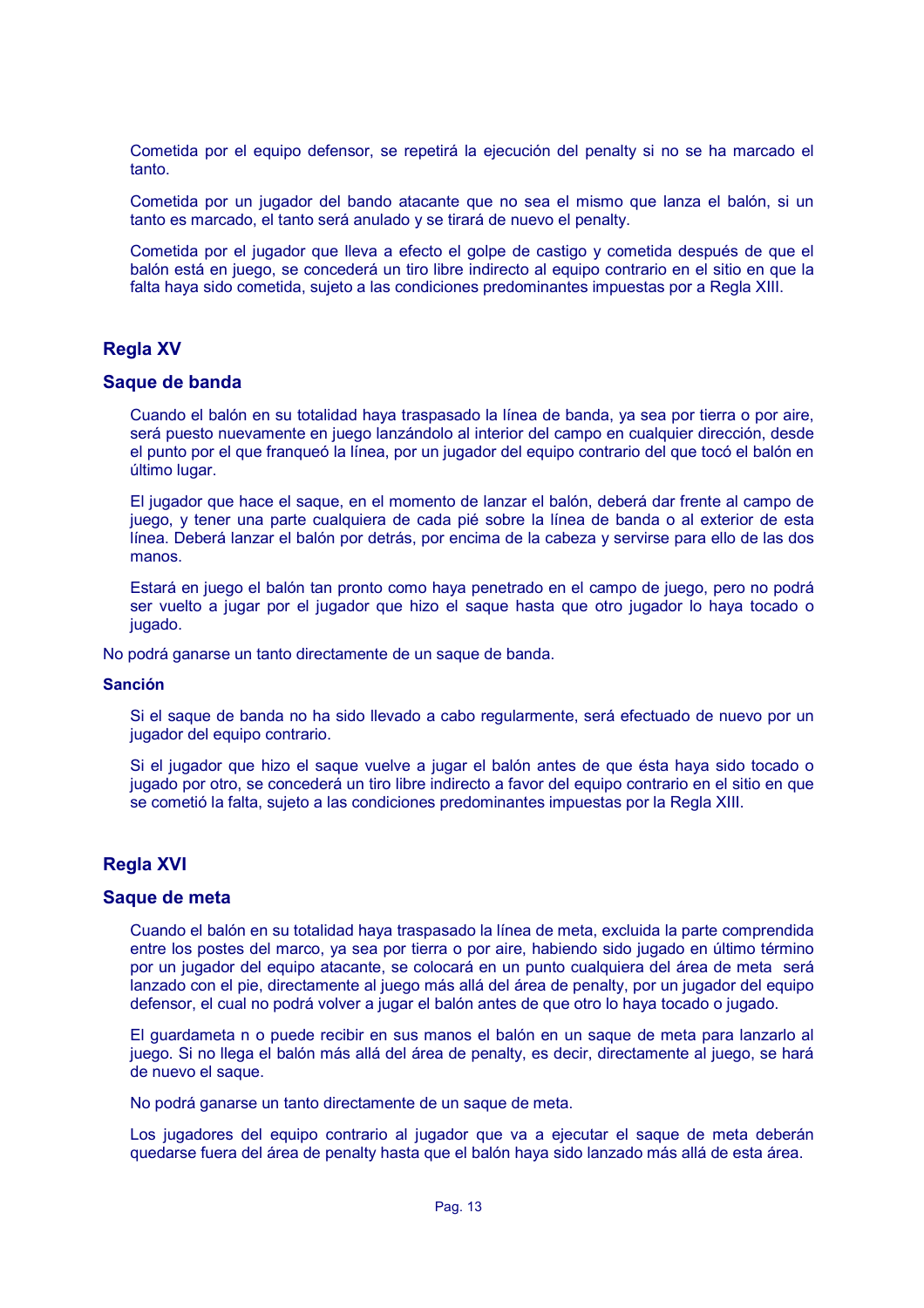Cometida por el equipo defensor, se repetirá la ejecución del penalty si no se ha marcado el tanto.

Cometida por un jugador del bando atacante que no sea el mismo que lanza el balón, si un tanto es marcado, el tanto será anulado y se tirará de nuevo el penalty.

Cometida por el jugador que lleva a efecto el golpe de castigo y cometida después de que el balón está en juego, se concederá un tiro libre indirecto al equipo contrario en el sitio en que la falta haya sido cometida, sujeto a las condiciones predominantes impuestas por a Regla XIII.

## Regla XV

## Saque de banda

Cuando el balón en su totalidad haya traspasado la línea de banda, ya sea por tierra o por aire, será puesto nuevamente en juego lanzándolo al interior del campo en cualquier dirección, desde el punto por el que franqueó la línea, por un jugador del equipo contrario del que tocó el balón en último lugar.

El jugador que hace el saque, en el momento de lanzar el balón, deberá dar frente al campo de juego, y tener una parte cualquiera de cada pié sobre la línea de banda o al exterior de esta línea. Deberá lanzar el balón por detrás, por encima de la cabeza y servirse para ello de las dos manos.

Estará en juego el balón tan pronto como haya penetrado en el campo de juego, pero no podrá ser vuelto a jugar por el jugador que hizo el saque hasta que otro jugador lo haya tocado o jugado.

No podrá ganarse un tanto directamente de un saque de banda.

### Sanción

Si el saque de banda no ha sido llevado a cabo regularmente, será efectuado de nuevo por un jugador del equipo contrario.

Si el jugador que hizo el saque vuelve a jugar el balón antes de que ésta haya sido tocado o jugado por otro, se concederá un tiro libre indirecto a favor del equipo contrario en el sitio en que se cometió la falta, sujeto a las condiciones predominantes impuestas por la Regla XIII.

## Regla XVI

## Saque de meta

Cuando el balón en su totalidad haya traspasado la línea de meta, excluida la parte comprendida entre los postes del marco, ya sea por tierra o por aire, habiendo sido jugado en último término por un jugador del equipo atacante, se colocará en un punto cualquiera del área de meta será lanzado con el pie, directamente al juego más allá del área de penalty, por un jugador del equipo defensor, el cual no podrá volver a jugar el balón antes de que otro lo haya tocado o jugado.

El guardameta n o puede recibir en sus manos el balón en un saque de meta para lanzarlo al juego. Si no llega el balón más allá del área de penalty, es decir, directamente al juego, se hará de nuevo el saque.

No podrá ganarse un tanto directamente de un saque de meta.

Los jugadores del equipo contrario al jugador que va a ejecutar el saque de meta deberán quedarse fuera del área de penalty hasta que el balón haya sido lanzado más allá de esta área.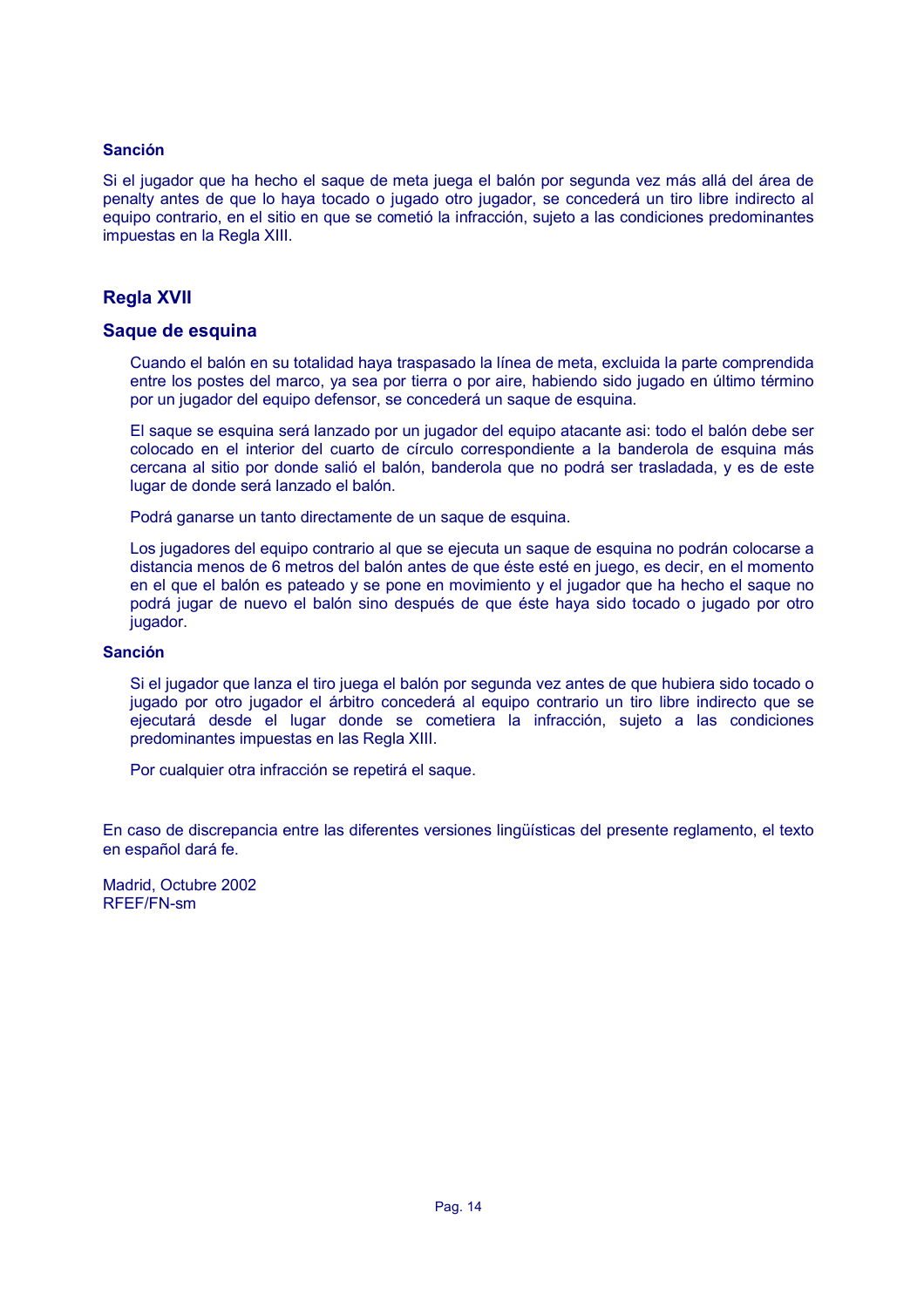**Sanción**

Si el jugador que ha hecho el saque de meta juega el balón por segunda vez más allá del área de penalty antes de que lo haya tocado o jugado otro jugador, se concederá un tiro libre indirecto al equipo contrario, en el sitio en que se cometió la infracción, sujeto a las condiciones predominantes impuestas en la Regla XIII.

## Regla XVII

## Saque de esquina

Cuando el balón en su totalidad haya traspasado la línea de meta, excluida la parte comprendida entre los postes del marco, ya sea por tierra o por aire, habiendo sido jugado en último término por un jugador del equipo defensor, se concederá un saque de esquina.

El saque se esquina será lanzado por un jugador del equipo atacante asi: todo el balón debe ser colocado en el interior del cuarto de círculo correspondiente a la banderola de esquina más cercana al sitio por donde salió el balón, banderola que no podrá ser trasladada, y es de este lugar de donde será lanzado el balón.

Podrá ganarse un tanto directamente de un saque de esquina.

Los jugadores del equipo contrario al que se ejecuta un saque de esquina no podrán colocarse a distancia menos de 6 metros del balón antes de que éste esté en juego, es decir, en el momento en el que el balón es pateado y se pone en movimiento y el jugador que ha hecho el saque no podrá jugar de nuevo el balón sino después de que éste haya sido tocado o jugado por otro jugador.

**Sanción**

Si el jugador que lanza el tiro juega el balón por segunda vez antes de que hubiera sido tocado o jugado por otro jugador el árbitro concederá al equipo contrario un tiro libre indirecto que se ejecutará desde el lugar donde se cometiera la infracción, sujeto a las condiciones predominantes impuestas en las Regla XIII.

Por cualquier otra infracción se repetirá el saque.

En caso de discrepancia entre las diferentes versiones lingüísticas del presente reglamento, el texto en español dará fe.

Madrid, Octubre 2002
RFEF/FN-sm